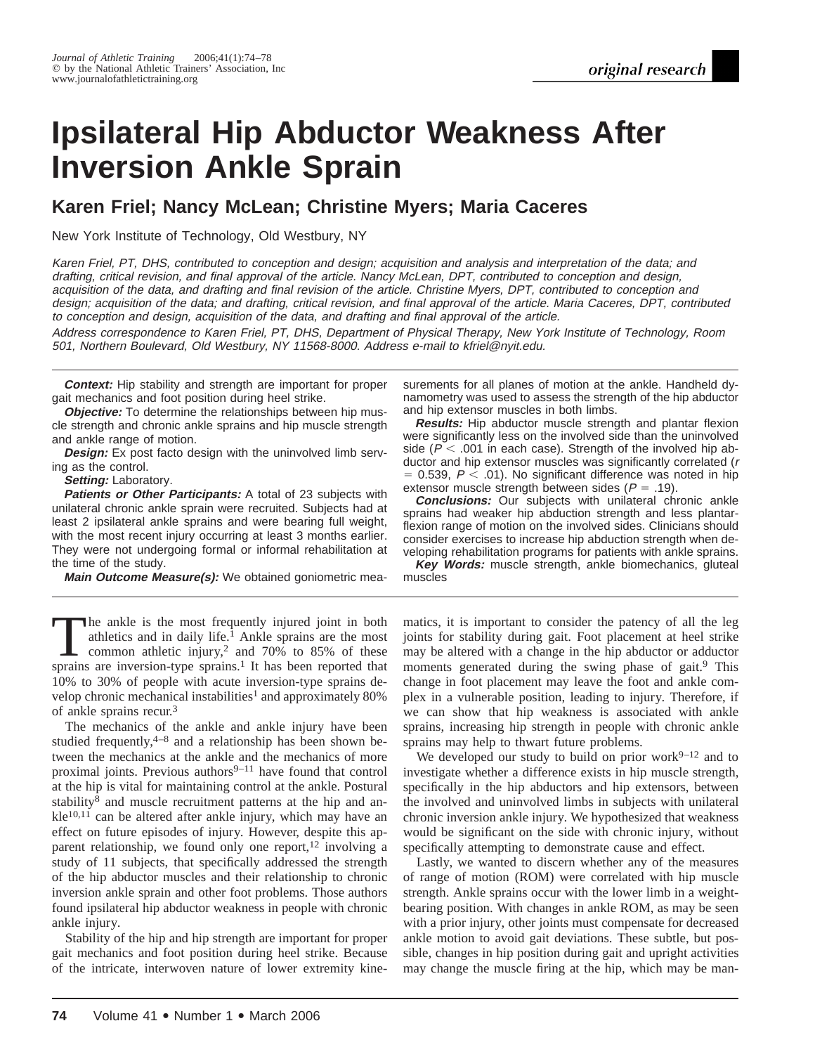original research

# Ipsilateral Hip Abductor Weakness After Inversion Ankle Sprain

## Karen Friel; Nancy McLean; Christine Myers; Maria Caceres

New York Institute of Technology, Old Westbury, NY

*Karen Friel, PT, DHS, contributed to conception and design; acquisition and analysis and interpretation of the data; and drafting, critical revision, and final approval of the article. Nancy McLean, DPT, contributed to conception and design, acquisition of the data, and drafting and final revision of the article. Christine Myers, DPT, contributed to conception and design; acquisition of the data; and drafting, critical revision, and final approval of the article. Maria Caceres, DPT, contributed to conception and design, acquisition of the data, and drafting and final approval of the article.*

*Address correspondence to Karen Friel, PT, DHS, Department of Physical Therapy, New York Institute of Technology, Room 501, Northern Boulevard, Old Westbury, NY 11568-8000. Address e-mail to kfriel@nyit.edu.*

***Context:*** Hip stability and strength are important for proper gait mechanics and foot position during heel strike.

***Objective:*** To determine the relationships between hip muscle strength and chronic ankle sprains and hip muscle strength and ankle range of motion.

***Design:*** Ex post facto design with the uninvolved limb serving as the control.

***Setting:*** Laboratory.

***Patients or Other Participants:*** A total of 23 subjects with unilateral chronic ankle sprain were recruited. Subjects had at least 2 ipsilateral ankle sprains and were bearing full weight, with the most recent injury occurring at least 3 months earlier. They were not undergoing formal or informal rehabilitation at the time of the study.

***Main Outcome Measure(s):*** We obtained goniometric measurements for all planes of motion at the ankle. Handheld dynamometry was used to assess the strength of the hip abductor and hip extensor muscles in both limbs.

***Results:*** Hip abductor muscle strength and plantar flexion were significantly less on the involved side than the uninvolved side ($P < .001$ in each case). Strength of the involved hip abductor and hip extensor muscles was significantly correlated ($r = 0.539$, $P < .01$). No significant difference was noted in hip extensor muscle strength between sides ($P = .19$).

***Conclusions:*** Our subjects with unilateral chronic ankle sprains had weaker hip abduction strength and less plantarflexion range of motion on the involved sides. Clinicians should consider exercises to increase hip abduction strength when developing rehabilitation programs for patients with ankle sprains.

***Key Words:*** muscle strength, ankle biomechanics, gluteal muscles

The ankle is the most frequently injured joint in both athletics and in daily life.[1] Ankle sprains are the most common athletic injury,[2] and 70% to 85% of these sprains are inversion-type sprains.[1] It has been reported that 10% to 30% of people with acute inversion-type sprains develop chronic mechanical instabilities[1] and approximately 80% of ankle sprains recur.[3]

The mechanics of the ankle and ankle injury have been studied frequently,[4–8] and a relationship has been shown between the mechanics at the ankle and the mechanics of more proximal joints. Previous authors[9–11] have found that control at the hip is vital for maintaining control at the ankle. Postural stability[8] and muscle recruitment patterns at the hip and ankle[10,11] can be altered after ankle injury, which may have an effect on future episodes of injury. However, despite this apparent relationship, we found only one report,[12] involving a study of 11 subjects, that specifically addressed the strength of the hip abductor muscles and their relationship to chronic inversion ankle sprain and other foot problems. Those authors found ipsilateral hip abductor weakness in people with chronic ankle injury.

Stability of the hip and hip strength are important for proper gait mechanics and foot position during heel strike. Because of the intricate, interwoven nature of lower extremity kinematics, it is important to consider the patency of all the leg joints for stability during gait. Foot placement at heel strike may be altered with a change in the hip abductor or adductor moments generated during the swing phase of gait.[9] This change in foot placement may leave the foot and ankle complex in a vulnerable position, leading to injury. Therefore, if we can show that hip weakness is associated with ankle sprains, increasing hip strength in people with chronic ankle sprains may help to thwart future problems.

We developed our study to build on prior work[9–12] and to investigate whether a difference exists in hip muscle strength, specifically in the hip abductors and hip extensors, between the involved and uninvolved limbs in subjects with unilateral chronic inversion ankle injury. We hypothesized that weakness would be significant on the side with chronic injury, without specifically attempting to demonstrate cause and effect.

Lastly, we wanted to discern whether any of the measures of range of motion (ROM) were correlated with hip muscle strength. Ankle sprains occur with the lower limb in a weight-bearing position. With changes in ankle ROM, as may be seen with a prior injury, other joints must compensate for decreased ankle motion to avoid gait deviations. These subtle, but possible, changes in hip position during gait and upright activities may change the muscle firing at the hip, which may be man-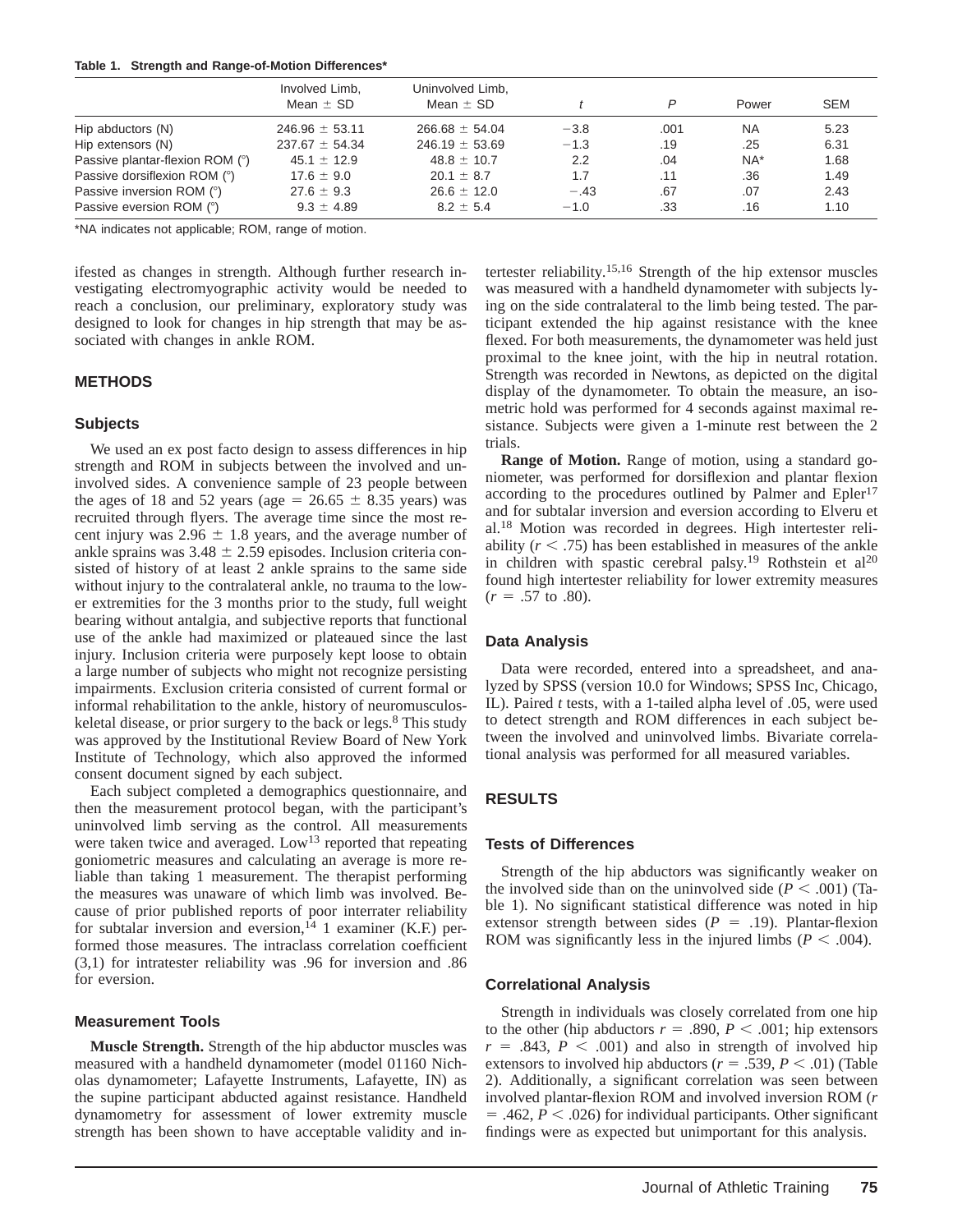**Table 1. Strength and Range-of-Motion Differences***

| | Involved Limb, Mean ± SD | Uninvolved Limb, Mean ± SD | *t* | *P* | Power | SEM |
|---|---|---|---|---|---|---|
| Hip abductors (N) | 246.96 ± 53.11 | 266.68 ± 54.04 | −3.8 | .001 | NA | 5.23 |
| Hip extensors (N) | 237.67 ± 54.34 | 246.19 ± 53.69 | −1.3 | .19 | .25 | 6.31 |
| Passive plantar-flexion ROM (°) | 45.1 ± 12.9 | 48.8 ± 10.7 | 2.2 | .04 | NA* | 1.68 |
| Passive dorsiflexion ROM (°) | 17.6 ± 9.0 | 20.1 ± 8.7 | 1.7 | .11 | .36 | 1.49 |
| Passive inversion ROM (°) | 27.6 ± 9.3 | 26.6 ± 12.0 | −.43 | .67 | .07 | 2.43 |
| Passive eversion ROM (°) | 9.3 ± 4.89 | 8.2 ± 5.4 | −1.0 | .33 | .16 | 1.10 |

*NA indicates not applicable; ROM, range of motion.

ifested as changes in strength. Although further research investigating electromyographic activity would be needed to reach a conclusion, our preliminary, exploratory study was designed to look for changes in hip strength that may be associated with changes in ankle ROM.

## METHODS

### Subjects

We used an ex post facto design to assess differences in hip strength and ROM in subjects between the involved and uninvolved sides. A convenience sample of 23 people between the ages of 18 and 52 years (age = 26.65 ± 8.35 years) was recruited through flyers. The average time since the most recent injury was 2.96 ± 1.8 years, and the average number of ankle sprains was 3.48 ± 2.59 episodes. Inclusion criteria consisted of history of at least 2 ankle sprains to the same side without injury to the contralateral ankle, no trauma to the lower extremities for the 3 months prior to the study, full weight bearing without antalgia, and subjective reports that functional use of the ankle had maximized or plateaued since the last injury. Inclusion criteria were purposely kept loose to obtain a large number of subjects who might not recognize persisting impairments. Exclusion criteria consisted of current formal or informal rehabilitation to the ankle, history of neuromusculoskeletal disease, or prior surgery to the back or legs.[8] This study was approved by the Institutional Review Board of New York Institute of Technology, which also approved the informed consent document signed by each subject.

Each subject completed a demographics questionnaire, and then the measurement protocol began, with the participant's uninvolved limb serving as the control. All measurements were taken twice and averaged. Low[13] reported that repeating goniometric measures and calculating an average is more reliable than taking 1 measurement. The therapist performing the measures was unaware of which limb was involved. Because of prior published reports of poor interrater reliability for subtalar inversion and eversion,[14] 1 examiner (K.F.) performed those measures. The intraclass correlation coefficient (3,1) for intratester reliability was .96 for inversion and .86 for eversion.

### Measurement Tools

**Muscle Strength.** Strength of the hip abductor muscles was measured with a handheld dynamometer (model 01160 Nicholas dynamometer; Lafayette Instruments, Lafayette, IN) as the supine participant abducted against resistance. Handheld dynamometry for assessment of lower extremity muscle strength has been shown to have acceptable validity and intertester reliability.[15,16] Strength of the hip extensor muscles was measured with a handheld dynamometer with subjects lying on the side contralateral to the limb being tested. The participant extended the hip against resistance with the knee flexed. For both measurements, the dynamometer was held just proximal to the knee joint, with the hip in neutral rotation. Strength was recorded in Newtons, as depicted on the digital display of the dynamometer. To obtain the measure, an isometric hold was performed for 4 seconds against maximal resistance. Subjects were given a 1-minute rest between the 2 trials.

**Range of Motion.** Range of motion, using a standard goniometer, was performed for dorsiflexion and plantar flexion according to the procedures outlined by Palmer and Epler[17] and for subtalar inversion and eversion according to Elveru et al.[18] Motion was recorded in degrees. High intertester reliability ($r < .75$) has been established in measures of the ankle in children with spastic cerebral palsy.[19] Rothstein et al[20] found high intertester reliability for lower extremity measures ($r = .57$ to .80).

### Data Analysis

Data were recorded, entered into a spreadsheet, and analyzed by SPSS (version 10.0 for Windows; SPSS Inc, Chicago, IL). Paired *t* tests, with a 1-tailed alpha level of .05, were used to detect strength and ROM differences in each subject between the involved and uninvolved limbs. Bivariate correlational analysis was performed for all measured variables.

## RESULTS

### Tests of Differences

Strength of the hip abductors was significantly weaker on the involved side than on the uninvolved side ($P < .001$) (Table 1). No significant statistical difference was noted in hip extensor strength between sides ($P = .19$). Plantar-flexion ROM was significantly less in the injured limbs ($P < .004$).

### Correlational Analysis

Strength in individuals was closely correlated from one hip to the other (hip abductors $r = .890$, $P < .001$; hip extensors $r = .843$, $P < .001$) and also in strength of involved hip extensors to involved hip abductors ($r = .539$, $P < .01$) (Table 2). Additionally, a significant correlation was seen between involved plantar-flexion ROM and involved inversion ROM ($r = .462$, $P < .026$) for individual participants. Other significant findings were as expected but unimportant for this analysis.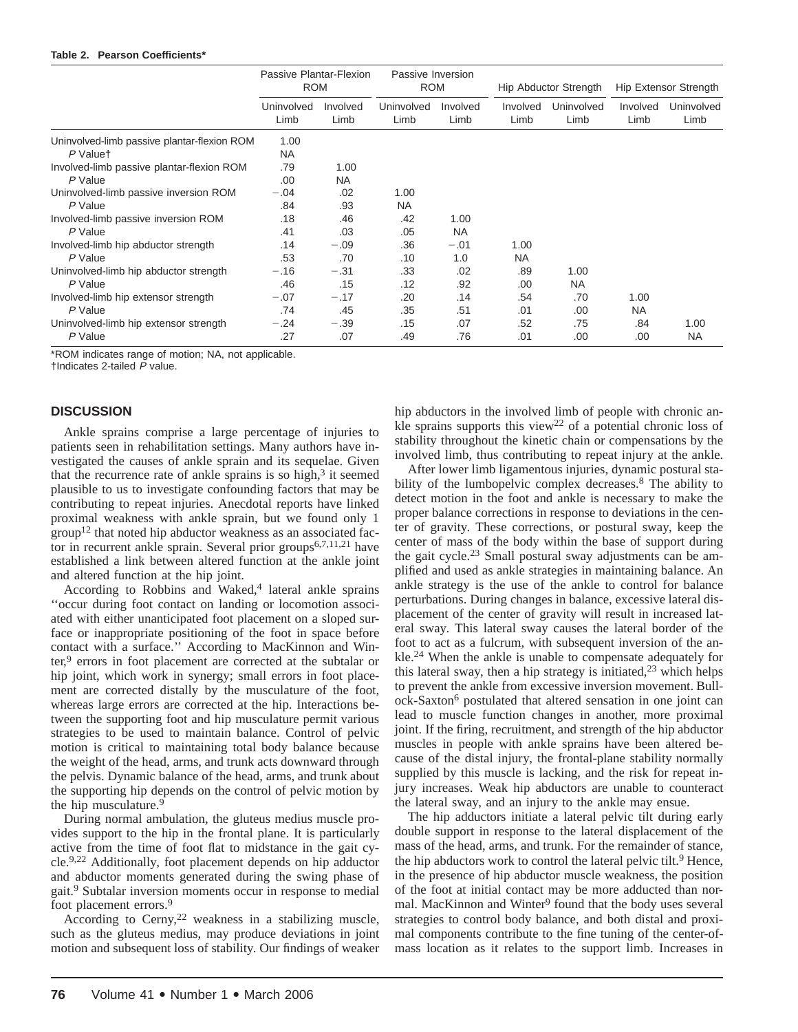**Table 2. Pearson Coefficients***

| | Passive Plantar-Flexion ROM | | Passive Inversion ROM | | Hip Abductor Strength | | Hip Extensor Strength | |
|---|---|---|---|---|---|---|---|---|
| | Uninvolved Limb | Involved Limb | Uninvolved Limb | Involved Limb | Involved Limb | Uninvolved Limb | Involved Limb | Uninvolved Limb |
| Uninvolved-limb passive plantar-flexion ROM | 1.00 | | | | | | | |
| *P* Value† | NA | | | | | | | |
| Involved-limb passive plantar-flexion ROM | .79 | 1.00 | | | | | | |
| *P* Value | .00 | NA | | | | | | |
| Uninvolved-limb passive inversion ROM | −.04 | .02 | 1.00 | | | | | |
| *P* Value | .84 | .93 | NA | | | | | |
| Involved-limb passive inversion ROM | .18 | .46 | .42 | 1.00 | | | | |
| *P* Value | .41 | .03 | .05 | NA | | | | |
| Involved-limb hip abductor strength | .14 | −.09 | .36 | −.01 | 1.00 | | | |
| *P* Value | .53 | .70 | .10 | 1.0 | NA | | | |
| Uninvolved-limb hip abductor strength | −.16 | −.31 | .33 | .02 | .89 | 1.00 | | |
| *P* Value | .46 | .15 | .12 | .92 | .00 | NA | | |
| Involved-limb hip extensor strength | −.07 | −.17 | .20 | .14 | .54 | .70 | 1.00 | |
| *P* Value | .74 | .45 | .35 | .51 | .01 | .00 | NA | |
| Uninvolved-limb hip extensor strength | −.24 | −.39 | .15 | .07 | .52 | .75 | .84 | 1.00 |
| *P* Value | .27 | .07 | .49 | .76 | .01 | .00 | .00 | NA |

*ROM indicates range of motion; NA, not applicable.
†Indicates 2-tailed *P* value.

## DISCUSSION

Ankle sprains comprise a large percentage of injuries to patients seen in rehabilitation settings. Many authors have investigated the causes of ankle sprain and its sequelae. Given that the recurrence rate of ankle sprains is so high,[3] it seemed plausible to us to investigate confounding factors that may be contributing to repeat injuries. Anecdotal reports have linked proximal weakness with ankle sprain, but we found only 1 group[12] that noted hip abductor weakness as an associated factor in recurrent ankle sprain. Several prior groups[6,7,11,21] have established a link between altered function at the ankle joint and altered function at the hip joint.

According to Robbins and Waked,[4] lateral ankle sprains ''occur during foot contact on landing or locomotion associated with either unanticipated foot placement on a sloped surface or inappropriate positioning of the foot in space before contact with a surface.'' According to MacKinnon and Winter,[9] errors in foot placement are corrected at the subtalar or hip joint, which work in synergy; small errors in foot placement are corrected distally by the musculature of the foot, whereas large errors are corrected at the hip. Interactions between the supporting foot and hip musculature permit various strategies to be used to maintain balance. Control of pelvic motion is critical to maintaining total body balance because the weight of the head, arms, and trunk acts downward through the pelvis. Dynamic balance of the head, arms, and trunk about the supporting hip depends on the control of pelvic motion by the hip musculature.[9]

During normal ambulation, the gluteus medius muscle provides support to the hip in the frontal plane. It is particularly active from the time of foot flat to midstance in the gait cycle.[9,22] Additionally, foot placement depends on hip adductor and abductor moments generated during the swing phase of gait.[9] Subtalar inversion moments occur in response to medial foot placement errors.[9]

According to Cerny,[22] weakness in a stabilizing muscle, such as the gluteus medius, may produce deviations in joint motion and subsequent loss of stability. Our findings of weaker hip abductors in the involved limb of people with chronic ankle sprains supports this view[22] of a potential chronic loss of stability throughout the kinetic chain or compensations by the involved limb, thus contributing to repeat injury at the ankle.

After lower limb ligamentous injuries, dynamic postural stability of the lumbopelvic complex decreases.[8] The ability to detect motion in the foot and ankle is necessary to make the proper balance corrections in response to deviations in the center of gravity. These corrections, or postural sway, keep the center of mass of the body within the base of support during the gait cycle.[23] Small postural sway adjustments can be amplified and used as ankle strategies in maintaining balance. An ankle strategy is the use of the ankle to control for balance perturbations. During changes in balance, excessive lateral displacement of the center of gravity will result in increased lateral sway. This lateral sway causes the lateral border of the foot to act as a fulcrum, with subsequent inversion of the ankle.[24] When the ankle is unable to compensate adequately for this lateral sway, then a hip strategy is initiated,[23] which helps to prevent the ankle from excessive inversion movement. Bullock-Saxton[6] postulated that altered sensation in one joint can lead to muscle function changes in another, more proximal joint. If the firing, recruitment, and strength of the hip abductor muscles in people with ankle sprains have been altered because of the distal injury, the frontal-plane stability normally supplied by this muscle is lacking, and the risk for repeat injury increases. Weak hip abductors are unable to counteract the lateral sway, and an injury to the ankle may ensue.

The hip adductors initiate a lateral pelvic tilt during early double support in response to the lateral displacement of the mass of the head, arms, and trunk. For the remainder of stance, the hip abductors work to control the lateral pelvic tilt.[9] Hence, in the presence of hip abductor muscle weakness, the position of the foot at initial contact may be more adducted than normal. MacKinnon and Winter[9] found that the body uses several strategies to control body balance, and both distal and proximal components contribute to the fine tuning of the center-of-mass location as it relates to the support limb. Increases in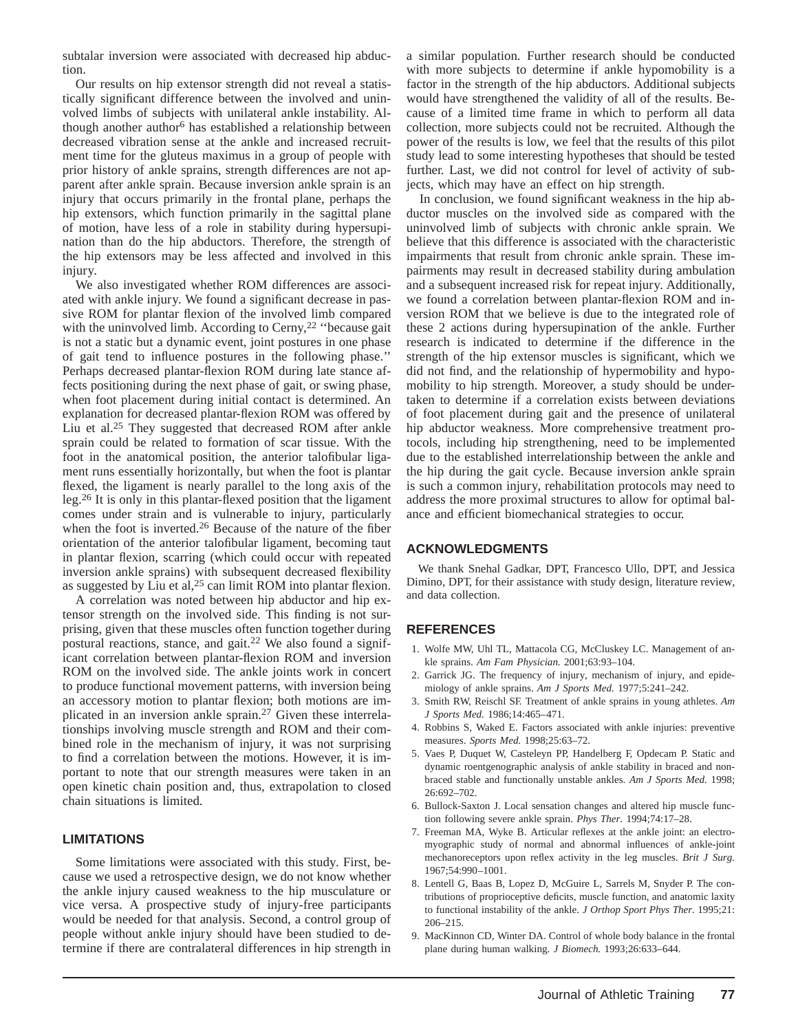subtalar inversion were associated with decreased hip abduction.

Our results on hip extensor strength did not reveal a statistically significant difference between the involved and uninvolved limbs of subjects with unilateral ankle instability. Although another author[6] has established a relationship between decreased vibration sense at the ankle and increased recruitment time for the gluteus maximus in a group of people with prior history of ankle sprains, strength differences are not apparent after ankle sprain. Because inversion ankle sprain is an injury that occurs primarily in the frontal plane, perhaps the hip extensors, which function primarily in the sagittal plane of motion, have less of a role in stability during hypersupination than do the hip abductors. Therefore, the strength of the hip extensors may be less affected and involved in this injury.

We also investigated whether ROM differences are associated with ankle injury. We found a significant decrease in passive ROM for plantar flexion of the involved limb compared with the uninvolved limb. According to Cerny,[22] ''because gait is not a static but a dynamic event, joint postures in one phase of gait tend to influence postures in the following phase.'' Perhaps decreased plantar-flexion ROM during late stance affects positioning during the next phase of gait, or swing phase, when foot placement during initial contact is determined. An explanation for decreased plantar-flexion ROM was offered by Liu et al.[25] They suggested that decreased ROM after ankle sprain could be related to formation of scar tissue. With the foot in the anatomical position, the anterior talofibular ligament runs essentially horizontally, but when the foot is plantar flexed, the ligament is nearly parallel to the long axis of the leg.[26] It is only in this plantar-flexed position that the ligament comes under strain and is vulnerable to injury, particularly when the foot is inverted.[26] Because of the nature of the fiber orientation of the anterior talofibular ligament, becoming taut in plantar flexion, scarring (which could occur with repeated inversion ankle sprains) with subsequent decreased flexibility as suggested by Liu et al,[25] can limit ROM into plantar flexion.

A correlation was noted between hip abductor and hip extensor strength on the involved side. This finding is not surprising, given that these muscles often function together during postural reactions, stance, and gait.[22] We also found a significant correlation between plantar-flexion ROM and inversion ROM on the involved side. The ankle joints work in concert to produce functional movement patterns, with inversion being an accessory motion to plantar flexion; both motions are implicated in an inversion ankle sprain.[27] Given these interrelationships involving muscle strength and ROM and their combined role in the mechanism of injury, it was not surprising to find a correlation between the motions. However, it is important to note that our strength measures were taken in an open kinetic chain position and, thus, extrapolation to closed chain situations is limited.

## LIMITATIONS

Some limitations were associated with this study. First, because we used a retrospective design, we do not know whether the ankle injury caused weakness to the hip musculature or vice versa. A prospective study of injury-free participants would be needed for that analysis. Second, a control group of people without ankle injury should have been studied to determine if there are contralateral differences in hip strength in a similar population. Further research should be conducted with more subjects to determine if ankle hypomobility is a factor in the strength of the hip abductors. Additional subjects would have strengthened the validity of all of the results. Because of a limited time frame in which to perform all data collection, more subjects could not be recruited. Although the power of the results is low, we feel that the results of this pilot study lead to some interesting hypotheses that should be tested further. Last, we did not control for level of activity of subjects, which may have an effect on hip strength.

In conclusion, we found significant weakness in the hip abductor muscles on the involved side as compared with the uninvolved limb of subjects with chronic ankle sprain. We believe that this difference is associated with the characteristic impairments that result from chronic ankle sprain. These impairments may result in decreased stability during ambulation and a subsequent increased risk for repeat injury. Additionally, we found a correlation between plantar-flexion ROM and inversion ROM that we believe is due to the integrated role of these 2 actions during hypersupination of the ankle. Further research is indicated to determine if the difference in the strength of the hip extensor muscles is significant, which we did not find, and the relationship of hypermobility and hypomobility to hip strength. Moreover, a study should be undertaken to determine if a correlation exists between deviations of foot placement during gait and the presence of unilateral hip abductor weakness. More comprehensive treatment protocols, including hip strengthening, need to be implemented due to the established interrelationship between the ankle and the hip during the gait cycle. Because inversion ankle sprain is such a common injury, rehabilitation protocols may need to address the more proximal structures to allow for optimal balance and efficient biomechanical strategies to occur.

## ACKNOWLEDGMENTS

We thank Snehal Gadkar, DPT, Francesco Ullo, DPT, and Jessica Dimino, DPT, for their assistance with study design, literature review, and data collection.

## REFERENCES

1. Wolfe MW, Uhl TL, Mattacola CG, McCluskey LC. Management of ankle sprains. *Am Fam Physician.* 2001;63:93–104.
2. Garrick JG. The frequency of injury, mechanism of injury, and epidemiology of ankle sprains. *Am J Sports Med.* 1977;5:241–242.
3. Smith RW, Reischl SF. Treatment of ankle sprains in young athletes. *Am J Sports Med.* 1986;14:465–471.
4. Robbins S, Waked E. Factors associated with ankle injuries: preventive measures. *Sports Med.* 1998;25:63–72.
5. Vaes P, Duquet W, Casteleyn PP, Handelberg F, Opdecam P. Static and dynamic roentgenographic analysis of ankle stability in braced and nonbraced stable and functionally unstable ankles. *Am J Sports Med.* 1998; 26:692–702.
6. Bullock-Saxton J. Local sensation changes and altered hip muscle function following severe ankle sprain. *Phys Ther.* 1994;74:17–28.
7. Freeman MA, Wyke B. Articular reflexes at the ankle joint: an electromyographic study of normal and abnormal influences of ankle-joint mechanoreceptors upon reflex activity in the leg muscles. *Brit J Surg.* 1967;54:990–1001.
8. Lentell G, Baas B, Lopez D, McGuire L, Sarrels M, Snyder P. The contributions of proprioceptive deficits, muscle function, and anatomic laxity to functional instability of the ankle. *J Orthop Sport Phys Ther.* 1995;21: 206–215.
9. MacKinnon CD, Winter DA. Control of whole body balance in the frontal plane during human walking. *J Biomech.* 1993;26:633–644.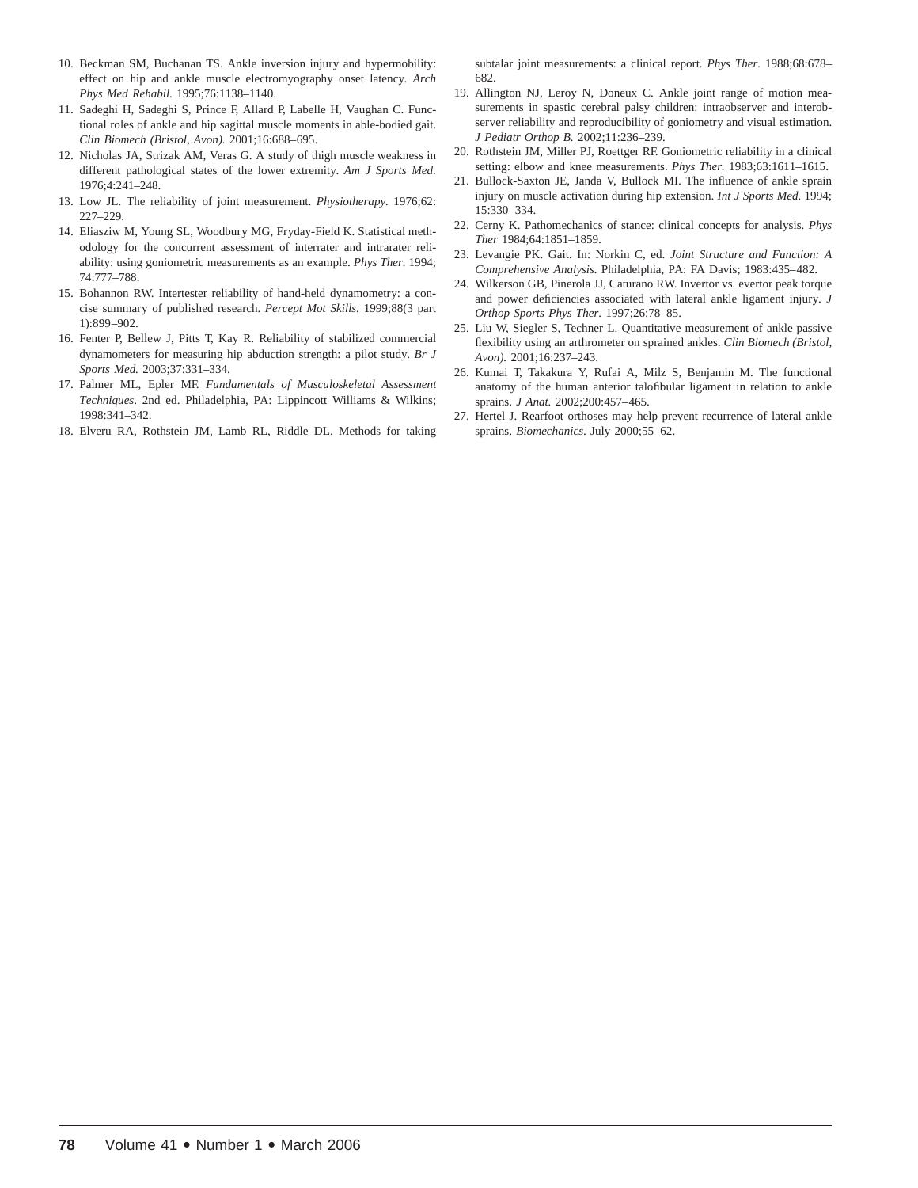10. Beckman SM, Buchanan TS. Ankle inversion injury and hypermobility: effect on hip and ankle muscle electromyography onset latency. *Arch Phys Med Rehabil.* 1995;76:1138–1140.
11. Sadeghi H, Sadeghi S, Prince F, Allard P, Labelle H, Vaughan C. Functional roles of ankle and hip sagittal muscle moments in able-bodied gait. *Clin Biomech (Bristol, Avon).* 2001;16:688–695.
12. Nicholas JA, Strizak AM, Veras G. A study of thigh muscle weakness in different pathological states of the lower extremity. *Am J Sports Med.* 1976;4:241–248.
13. Low JL. The reliability of joint measurement. *Physiotherapy.* 1976;62: 227–229.
14. Eliasziw M, Young SL, Woodbury MG, Fryday-Field K. Statistical methodology for the concurrent assessment of interrater and intrarater reliability: using goniometric measurements as an example. *Phys Ther.* 1994; 74:777–788.
15. Bohannon RW. Intertester reliability of hand-held dynamometry: a concise summary of published research. *Percept Mot Skills.* 1999;88(3 part 1):899–902.
16. Fenter P, Bellew J, Pitts T, Kay R. Reliability of stabilized commercial dynamometers for measuring hip abduction strength: a pilot study. *Br J Sports Med.* 2003;37:331–334.
17. Palmer ML, Epler MF. *Fundamentals of Musculoskeletal Assessment Techniques*. 2nd ed. Philadelphia, PA: Lippincott Williams & Wilkins; 1998:341–342.
18. Elveru RA, Rothstein JM, Lamb RL, Riddle DL. Methods for taking subtalar joint measurements: a clinical report. *Phys Ther.* 1988;68:678–682.
19. Allington NJ, Leroy N, Doneux C. Ankle joint range of motion measurements in spastic cerebral palsy children: intraobserver and interobserver reliability and reproducibility of goniometry and visual estimation. *J Pediatr Orthop B.* 2002;11:236–239.
20. Rothstein JM, Miller PJ, Roettger RF. Goniometric reliability in a clinical setting: elbow and knee measurements. *Phys Ther.* 1983;63:1611–1615.
21. Bullock-Saxton JE, Janda V, Bullock MI. The influence of ankle sprain injury on muscle activation during hip extension. *Int J Sports Med.* 1994; 15:330–334.
22. Cerny K. Pathomechanics of stance: clinical concepts for analysis. *Phys Ther* 1984;64:1851–1859.
23. Levangie PK. Gait. In: Norkin C, ed. *Joint Structure and Function: A Comprehensive Analysis.* Philadelphia, PA: FA Davis; 1983:435–482.
24. Wilkerson GB, Pinerola JJ, Caturano RW. Invertor vs. evertor peak torque and power deficiencies associated with lateral ankle ligament injury. *J Orthop Sports Phys Ther.* 1997;26:78–85.
25. Liu W, Siegler S, Techner L. Quantitative measurement of ankle passive flexibility using an arthrometer on sprained ankles. *Clin Biomech (Bristol, Avon).* 2001;16:237–243.
26. Kumai T, Takakura Y, Rufai A, Milz S, Benjamin M. The functional anatomy of the human anterior talofibular ligament in relation to ankle sprains. *J Anat.* 2002;200:457–465.
27. Hertel J. Rearfoot orthoses may help prevent recurrence of lateral ankle sprains. *Biomechanics.* July 2000;55–62.